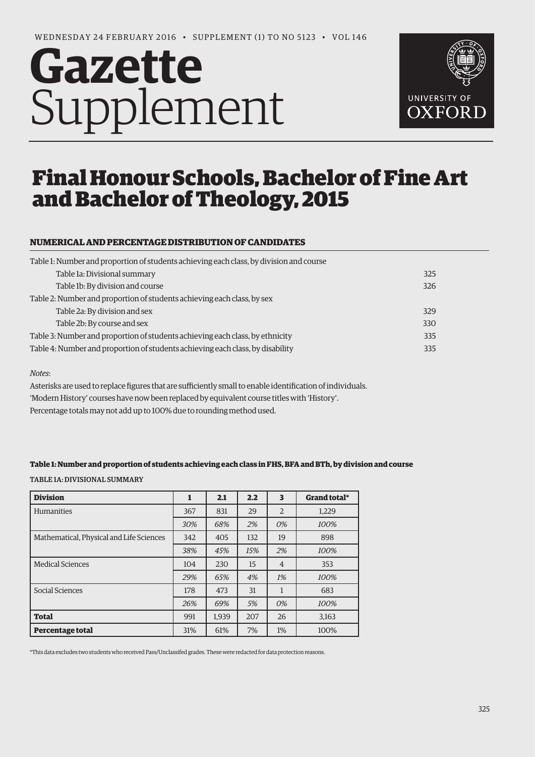WEDNESDAY 24 FEBRUARY 2016 • SUPPLEMENT (1) TO NO 5123 • VOL 146

# Gazette Supplement

# Final Honour Schools, Bachelor of Fine Art and Bachelor of Theology, 2015

## NUMERICAL AND PERCENTAGE DISTRIBUTION OF CANDIDATES

| | |
|---|---|
| Table 1: Number and proportion of students achieving each class, by division and course | |
| Table 1a: Divisional summary | 325 |
| Table 1b: By division and course | 326 |
| Table 2: Number and proportion of students achieving each class, by sex | |
| Table 2a: By division and sex | 329 |
| Table 2b: By course and sex | 330 |
| Table 3: Number and proportion of students achieving each class, by ethnicity | 335 |
| Table 4: Number and proportion of students achieving each class, by disability | 335 |

*Notes*:

Asterisks are used to replace figures that are sufficiently small to enable identification of individuals.

'Modern History' courses have now been replaced by equivalent course titles with 'History'.

Percentage totals may not add up to 100% due to rounding method used.

### Table 1: Number and proportion of students achieving each class in FHS, BFA and BTh, by division and course

TABLE 1A: DIVISIONAL SUMMARY

| Division | 1 | 2.1 | 2.2 | 3 | Grand total* |
|---|---|---|---|---|---|
| Humanities | 367 | 831 | 29 | 2 | 1,229 |
| | *30%* | *68%* | *2%* | *0%* | *100%* |
| Mathematical, Physical and Life Sciences | 342 | 405 | 132 | 19 | 898 |
| | *38%* | *45%* | *15%* | *2%* | *100%* |
| Medical Sciences | 104 | 230 | 15 | 4 | 353 |
| | *29%* | *65%* | *4%* | *1%* | *100%* |
| Social Sciences | 178 | 473 | 31 | 1 | 683 |
| | *26%* | *69%* | *5%* | *0%* | *100%* |
| **Total** | 991 | 1,939 | 207 | 26 | 3,163 |
| **Percentage total** | 31% | 61% | 7% | 1% | 100% |

*This data excludes two students who received Pass/Unclassifed grades. These were redacted for data protection reasons.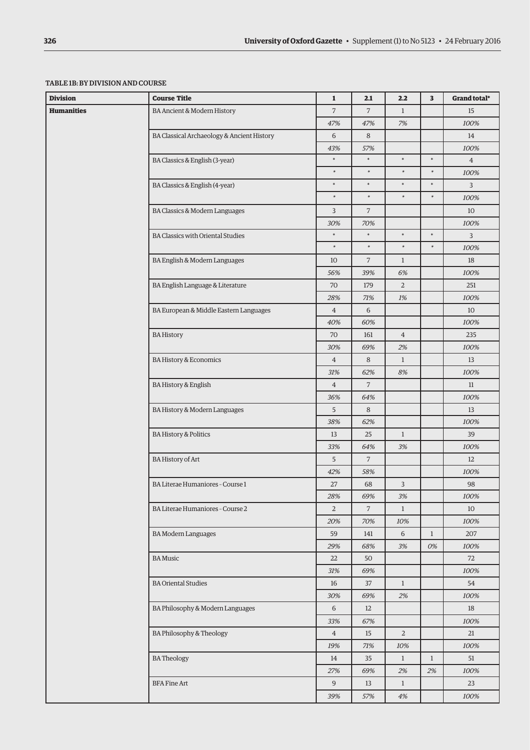TABLE 1B: BY DIVISION AND COURSE

| Division | Course Title | 1 | 2.1 | 2.2 | 3 | Grand total* |
|---|---|---|---|---|---|---|
| Humanities | BA Ancient & Modern History | 7 | 7 | 1 | | 15 |
| | | *47%* | *47%* | *7%* | | *100%* |
| | BA Classical Archaeology & Ancient History | 6 | 8 | | | 14 |
| | | *43%* | *57%* | | | *100%* |
| | BA Classics & English (3-year) | * | * | * | * | 4 |
| | | * | * | * | * | *100%* |
| | BA Classics & English (4-year) | * | * | * | * | 3 |
| | | * | * | * | * | *100%* |
| | BA Classics & Modern Languages | 3 | 7 | | | 10 |
| | | *30%* | *70%* | | | *100%* |
| | BA Classics with Oriental Studies | * | * | * | * | 3 |
| | | * | * | * | * | *100%* |
| | BA English & Modern Languages | 10 | 7 | 1 | | 18 |
| | | *56%* | *39%* | *6%* | | *100%* |
| | BA English Language & Literature | 70 | 179 | 2 | | 251 |
| | | *28%* | *71%* | *1%* | | *100%* |
| | BA European & Middle Eastern Languages | 4 | 6 | | | 10 |
| | | *40%* | *60%* | | | *100%* |
| | BA History | 70 | 161 | 4 | | 235 |
| | | *30%* | *69%* | *2%* | | *100%* |
| | BA History & Economics | 4 | 8 | 1 | | 13 |
| | | *31%* | *62%* | *8%* | | *100%* |
| | BA History & English | 4 | 7 | | | 11 |
| | | *36%* | *64%* | | | *100%* |
| | BA History & Modern Languages | 5 | 8 | | | 13 |
| | | *38%* | *62%* | | | *100%* |
| | BA History & Politics | 13 | 25 | 1 | | 39 |
| | | *33%* | *64%* | *3%* | | *100%* |
| | BA History of Art | 5 | 7 | | | 12 |
| | | *42%* | *58%* | | | *100%* |
| | BA Literae Humaniores - Course 1 | 27 | 68 | 3 | | 98 |
| | | *28%* | *69%* | *3%* | | *100%* |
| | BA Literae Humaniores - Course 2 | 2 | 7 | 1 | | 10 |
| | | *20%* | *70%* | *10%* | | *100%* |
| | BA Modern Languages | 59 | 141 | 6 | 1 | 207 |
| | | *29%* | *68%* | *3%* | *0%* | *100%* |
| | BA Music | 22 | 50 | | | 72 |
| | | *31%* | *69%* | | | *100%* |
| | BA Oriental Studies | 16 | 37 | 1 | | 54 |
| | | *30%* | *69%* | *2%* | | *100%* |
| | BA Philosophy & Modern Languages | 6 | 12 | | | 18 |
| | | *33%* | *67%* | | | *100%* |
| | BA Philosophy & Theology | 4 | 15 | 2 | | 21 |
| | | *19%* | *71%* | *10%* | | *100%* |
| | BA Theology | 14 | 35 | 1 | 1 | 51 |
| | | *27%* | *69%* | *2%* | *2%* | *100%* |
| | BFA Fine Art | 9 | 13 | 1 | | 23 |
| | | *39%* | *57%* | *4%* | | *100%* |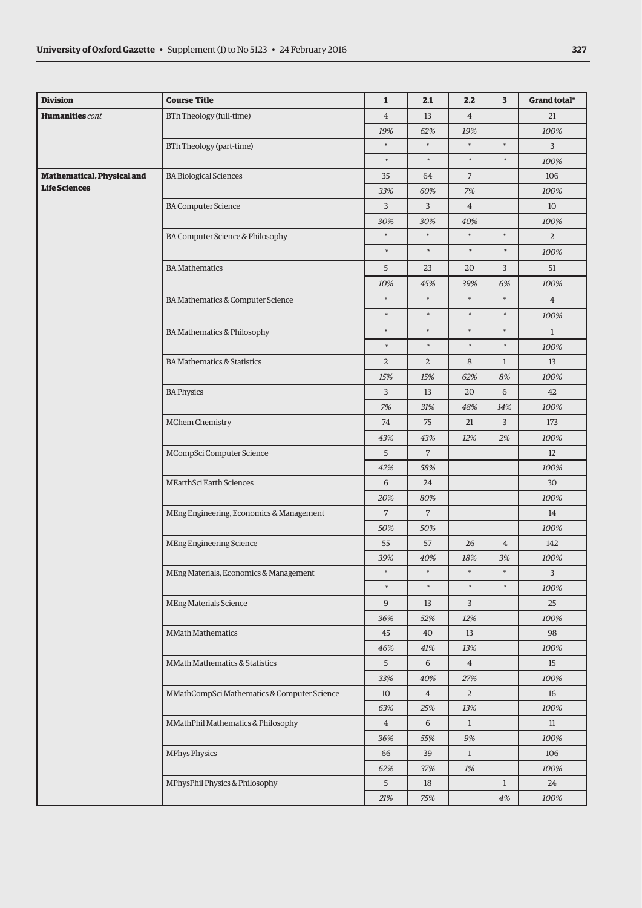| Division | Course Title | 1 | 2.1 | 2.2 | 3 | Grand total* |
|---|---|---|---|---|---|---|
| **Humanities** *cont* | BTh Theology (full-time) | 4 | 13 | 4 | | 21 |
| | | *19%* | *62%* | *19%* | | *100%* |
| | BTh Theology (part-time) | * | * | * | * | 3 |
| | | * | * | * | * | *100%* |
| **Mathematical, Physical and Life Sciences** | BA Biological Sciences | 35 | 64 | 7 | | 106 |
| | | *33%* | *60%* | *7%* | | *100%* |
| | BA Computer Science | 3 | 3 | 4 | | 10 |
| | | *30%* | *30%* | *40%* | | *100%* |
| | BA Computer Science & Philosophy | * | * | * | * | 2 |
| | | * | * | * | * | *100%* |
| | BA Mathematics | 5 | 23 | 20 | 3 | 51 |
| | | *10%* | *45%* | *39%* | *6%* | *100%* |
| | BA Mathematics & Computer Science | * | * | * | * | 4 |
| | | * | * | * | * | *100%* |
| | BA Mathematics & Philosophy | * | * | * | * | 1 |
| | | * | * | * | * | *100%* |
| | BA Mathematics & Statistics | 2 | 2 | 8 | 1 | 13 |
| | | *15%* | *15%* | *62%* | *8%* | *100%* |
| | BA Physics | 3 | 13 | 20 | 6 | 42 |
| | | *7%* | *31%* | *48%* | *14%* | *100%* |
| | MChem Chemistry | 74 | 75 | 21 | 3 | 173 |
| | | *43%* | *43%* | *12%* | *2%* | *100%* |
| | MCompSci Computer Science | 5 | 7 | | | 12 |
| | | *42%* | *58%* | | | *100%* |
| | MEarthSci Earth Sciences | 6 | 24 | | | 30 |
| | | *20%* | *80%* | | | *100%* |
| | MEng Engineering, Economics & Management | 7 | 7 | | | 14 |
| | | *50%* | *50%* | | | *100%* |
| | MEng Engineering Science | 55 | 57 | 26 | 4 | 142 |
| | | *39%* | *40%* | *18%* | *3%* | *100%* |
| | MEng Materials, Economics & Management | * | * | * | * | 3 |
| | | * | * | * | * | *100%* |
| | MEng Materials Science | 9 | 13 | 3 | | 25 |
| | | *36%* | *52%* | *12%* | | *100%* |
| | MMath Mathematics | 45 | 40 | 13 | | 98 |
| | | *46%* | *41%* | *13%* | | *100%* |
| | MMath Mathematics & Statistics | 5 | 6 | 4 | | 15 |
| | | *33%* | *40%* | *27%* | | *100%* |
| | MMathCompSci Mathematics & Computer Science | 10 | 4 | 2 | | 16 |
| | | *63%* | *25%* | *13%* | | *100%* |
| | MMathPhil Mathematics & Philosophy | 4 | 6 | 1 | | 11 |
| | | *36%* | *55%* | *9%* | | *100%* |
| | MPhys Physics | 66 | 39 | 1 | | 106 |
| | | *62%* | *37%* | *1%* | | *100%* |
| | MPhysPhil Physics & Philosophy | 5 | 18 | | 1 | 24 |
| | | *21%* | *75%* | | *4%* | *100%* |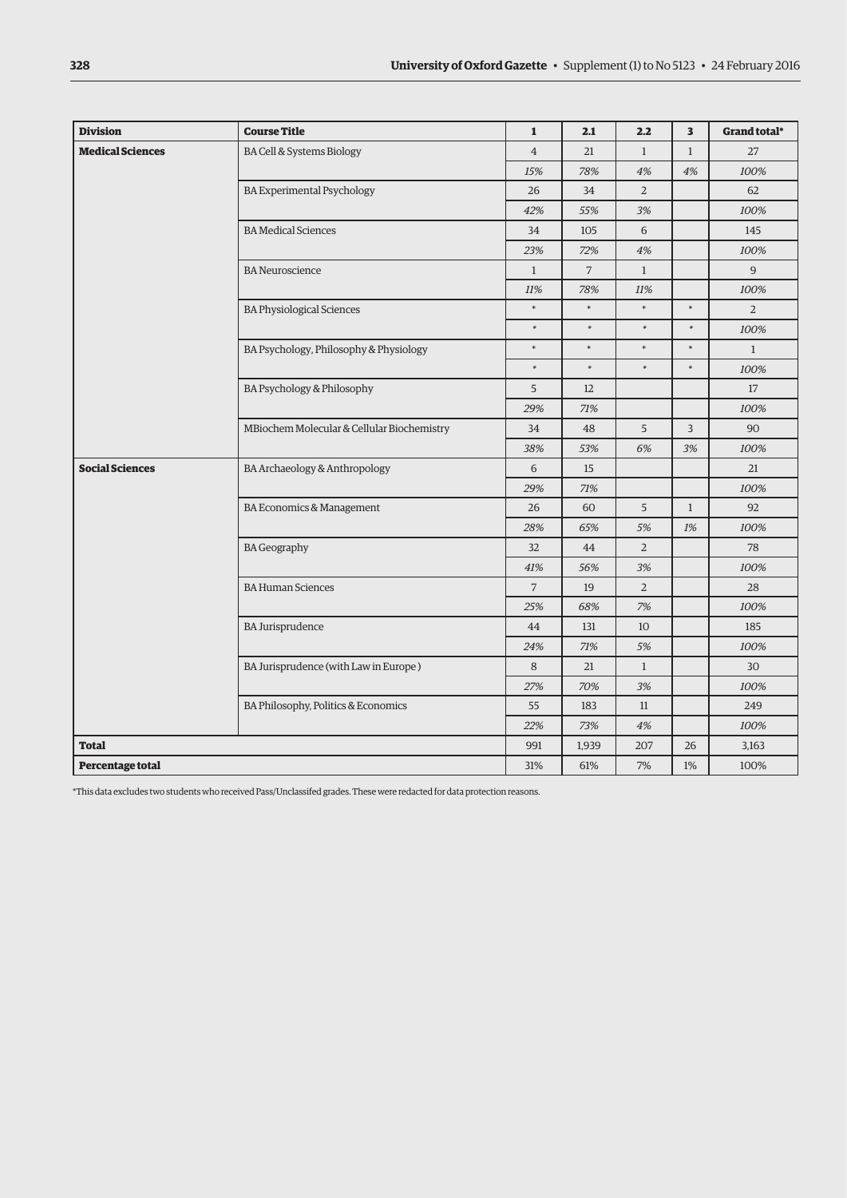| Division | Course Title | 1 | 2.1 | 2.2 | 3 | Grand total* |
|---|---|---|---|---|---|---|
| **Medical Sciences** | BA Cell & Systems Biology | 4 | 21 | 1 | 1 | 27 |
| | | *15%* | *78%* | *4%* | *4%* | *100%* |
| | BA Experimental Psychology | 26 | 34 | 2 | | 62 |
| | | *42%* | *55%* | *3%* | | *100%* |
| | BA Medical Sciences | 34 | 105 | 6 | | 145 |
| | | *23%* | *72%* | *4%* | | *100%* |
| | BA Neuroscience | 1 | 7 | 1 | | 9 |
| | | *11%* | *78%* | *11%* | | *100%* |
| | BA Physiological Sciences | * | * | * | * | 2 |
| | | * | * | * | * | *100%* |
| | BA Psychology, Philosophy & Physiology | * | * | * | * | 1 |
| | | * | * | * | * | *100%* |
| | BA Psychology & Philosophy | 5 | 12 | | | 17 |
| | | *29%* | *71%* | | | *100%* |
| | MBiochem Molecular & Cellular Biochemistry | 34 | 48 | 5 | 3 | 90 |
| | | *38%* | *53%* | *6%* | *3%* | *100%* |
| **Social Sciences** | BA Archaeology & Anthropology | 6 | 15 | | | 21 |
| | | *29%* | *71%* | | | *100%* |
| | BA Economics & Management | 26 | 60 | 5 | 1 | 92 |
| | | *28%* | *65%* | *5%* | *1%* | *100%* |
| | BA Geography | 32 | 44 | 2 | | 78 |
| | | *41%* | *56%* | *3%* | | *100%* |
| | BA Human Sciences | 7 | 19 | 2 | | 28 |
| | | *25%* | *68%* | *7%* | | *100%* |
| | BA Jurisprudence | 44 | 131 | 10 | | 185 |
| | | *24%* | *71%* | *5%* | | *100%* |
| | BA Jurisprudence (with Law in Europe ) | 8 | 21 | 1 | | 30 |
| | | *27%* | *70%* | *3%* | | *100%* |
| | BA Philosophy, Politics & Economics | 55 | 183 | 11 | | 249 |
| | | *22%* | *73%* | *4%* | | *100%* |
| **Total** | | 991 | 1,939 | 207 | 26 | 3,163 |
| **Percentage total** | | 31% | 61% | 7% | 1% | 100% |

*This data excludes two students who received Pass/Unclassifed grades. These were redacted for data protection reasons.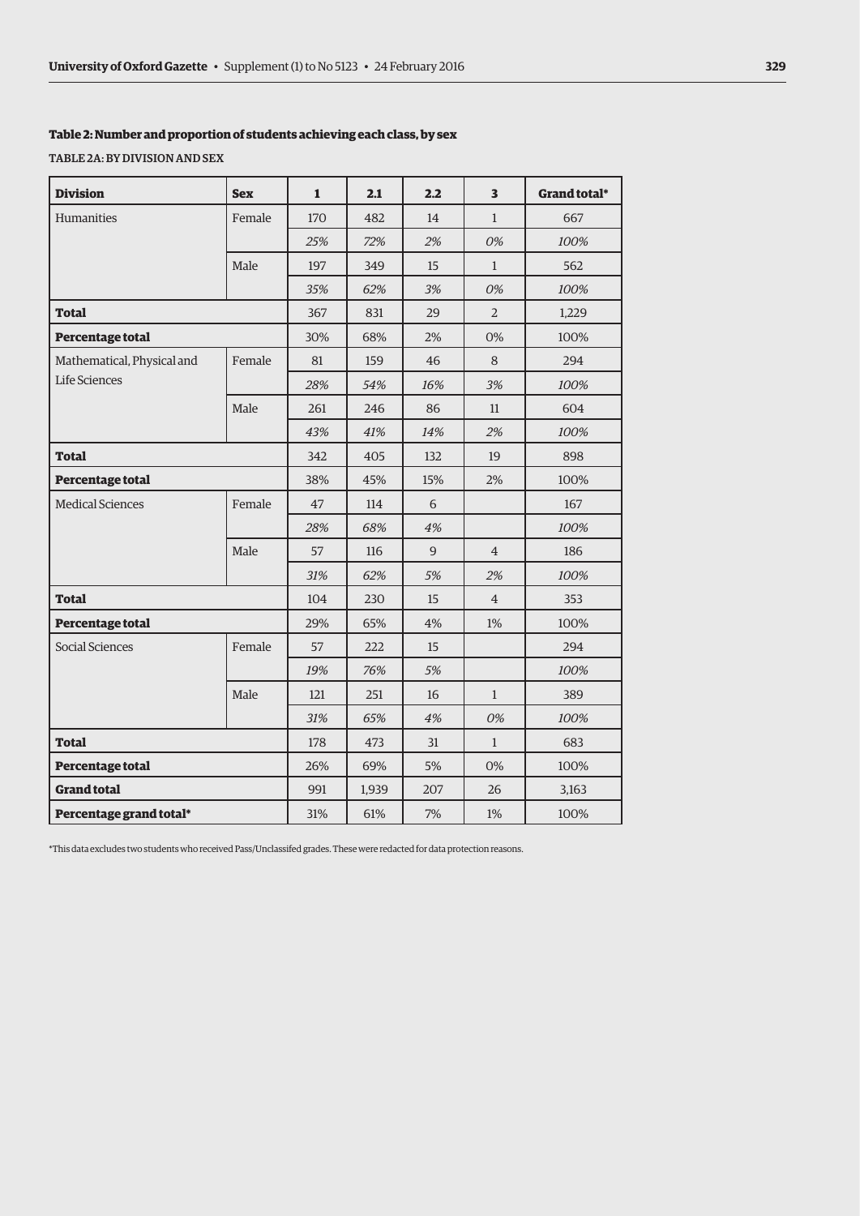### Table 2: Number and proportion of students achieving each class, by sex

TABLE 2A: BY DIVISION AND SEX

| Division | Sex | 1 | 2.1 | 2.2 | 3 | Grand total* |
|---|---|---|---|---|---|---|
| Humanities | Female | 170 | 482 | 14 | 1 | 667 |
| | | *25%* | *72%* | *2%* | *0%* | *100%* |
| | Male | 197 | 349 | 15 | 1 | 562 |
| | | *35%* | *62%* | *3%* | *0%* | *100%* |
| **Total** | | 367 | 831 | 29 | 2 | 1,229 |
| **Percentage total** | | 30% | 68% | 2% | 0% | 100% |
| Mathematical, Physical and Life Sciences | Female | 81 | 159 | 46 | 8 | 294 |
| | | *28%* | *54%* | *16%* | *3%* | *100%* |
| | Male | 261 | 246 | 86 | 11 | 604 |
| | | *43%* | *41%* | *14%* | *2%* | *100%* |
| **Total** | | 342 | 405 | 132 | 19 | 898 |
| **Percentage total** | | 38% | 45% | 15% | 2% | 100% |
| Medical Sciences | Female | 47 | 114 | 6 | | 167 |
| | | *28%* | *68%* | *4%* | | *100%* |
| | Male | 57 | 116 | 9 | 4 | 186 |
| | | *31%* | *62%* | *5%* | *2%* | *100%* |
| **Total** | | 104 | 230 | 15 | 4 | 353 |
| **Percentage total** | | 29% | 65% | 4% | 1% | 100% |
| Social Sciences | Female | 57 | 222 | 15 | | 294 |
| | | *19%* | *76%* | *5%* | | *100%* |
| | Male | 121 | 251 | 16 | 1 | 389 |
| | | *31%* | *65%* | *4%* | *0%* | *100%* |
| **Total** | | 178 | 473 | 31 | 1 | 683 |
| **Percentage total** | | 26% | 69% | 5% | 0% | 100% |
| **Grand total** | | 991 | 1,939 | 207 | 26 | 3,163 |
| **Percentage grand total*** | | 31% | 61% | 7% | 1% | 100% |

*This data excludes two students who received Pass/Unclassifed grades. These were redacted for data protection reasons.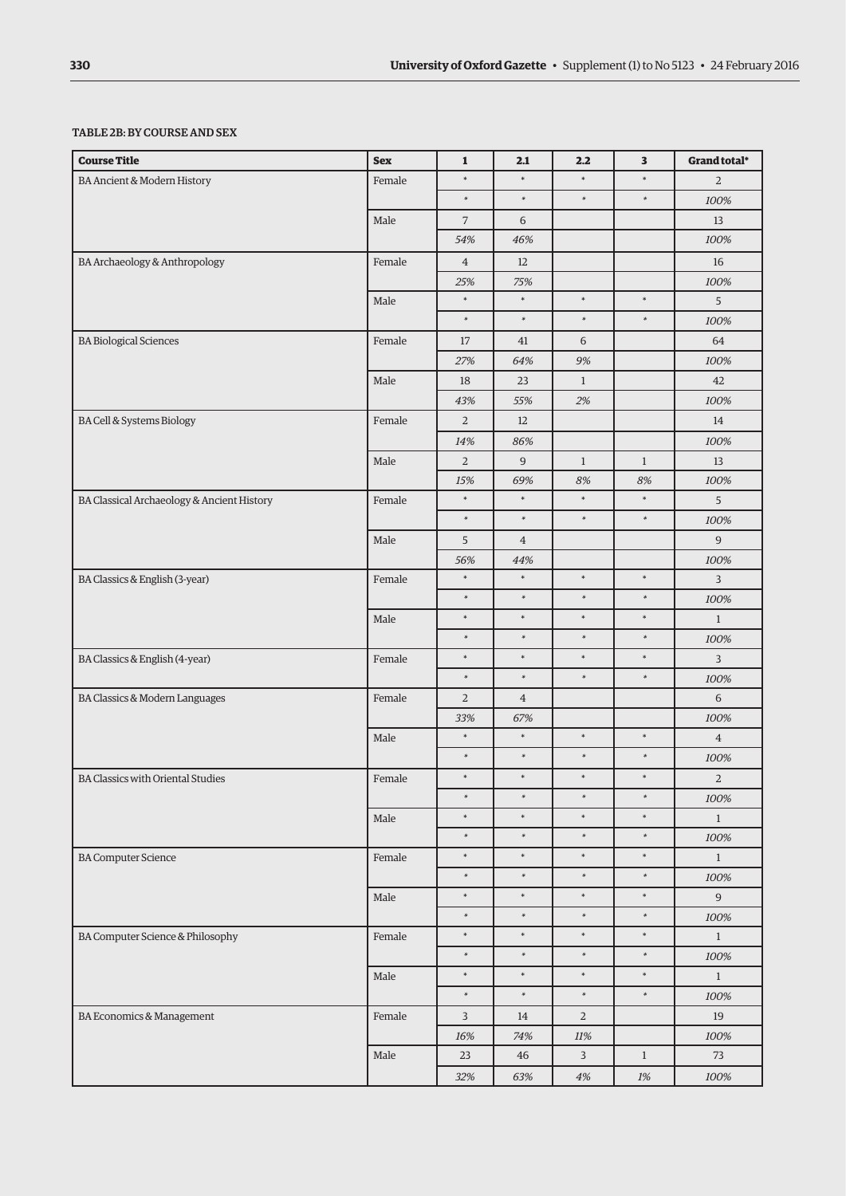TABLE 2B: BY COURSE AND SEX

| Course Title | Sex | 1 | 2.1 | 2.2 | 3 | Grand total* |
|---|---|---|---|---|---|---|
| BA Ancient & Modern History | Female | * | * | * | * | 2 |
| | | * | * | * | * | *100%* |
| | Male | 7 | 6 | | | 13 |
| | | *54%* | *46%* | | | *100%* |
| BA Archaeology & Anthropology | Female | 4 | 12 | | | 16 |
| | | *25%* | *75%* | | | *100%* |
| | Male | * | * | * | * | 5 |
| | | * | * | * | * | *100%* |
| BA Biological Sciences | Female | 17 | 41 | 6 | | 64 |
| | | *27%* | *64%* | *9%* | | *100%* |
| | Male | 18 | 23 | 1 | | 42 |
| | | *43%* | *55%* | *2%* | | *100%* |
| BA Cell & Systems Biology | Female | 2 | 12 | | | 14 |
| | | *14%* | *86%* | | | *100%* |
| | Male | 2 | 9 | 1 | 1 | 13 |
| | | *15%* | *69%* | *8%* | *8%* | *100%* |
| BA Classical Archaeology & Ancient History | Female | * | * | * | * | 5 |
| | | * | * | * | * | *100%* |
| | Male | 5 | 4 | | | 9 |
| | | *56%* | *44%* | | | *100%* |
| BA Classics & English (3-year) | Female | * | * | * | * | 3 |
| | | * | * | * | * | *100%* |
| | Male | * | * | * | * | 1 |
| | | * | * | * | * | *100%* |
| BA Classics & English (4-year) | Female | * | * | * | * | 3 |
| | | * | * | * | * | *100%* |
| BA Classics & Modern Languages | Female | 2 | 4 | | | 6 |
| | | *33%* | *67%* | | | *100%* |
| | Male | * | * | * | * | 4 |
| | | * | * | * | * | *100%* |
| BA Classics with Oriental Studies | Female | * | * | * | * | 2 |
| | | * | * | * | * | *100%* |
| | Male | * | * | * | * | 1 |
| | | * | * | * | * | *100%* |
| BA Computer Science | Female | * | * | * | * | 1 |
| | | * | * | * | * | *100%* |
| | Male | * | * | * | * | 9 |
| | | * | * | * | * | *100%* |
| BA Computer Science & Philosophy | Female | * | * | * | * | 1 |
| | | * | * | * | * | *100%* |
| | Male | * | * | * | * | 1 |
| | | * | * | * | * | *100%* |
| BA Economics & Management | Female | 3 | 14 | 2 | | 19 |
| | | *16%* | *74%* | *11%* | | *100%* |
| | Male | 23 | 46 | 3 | 1 | 73 |
| | | *32%* | *63%* | *4%* | *1%* | *100%* |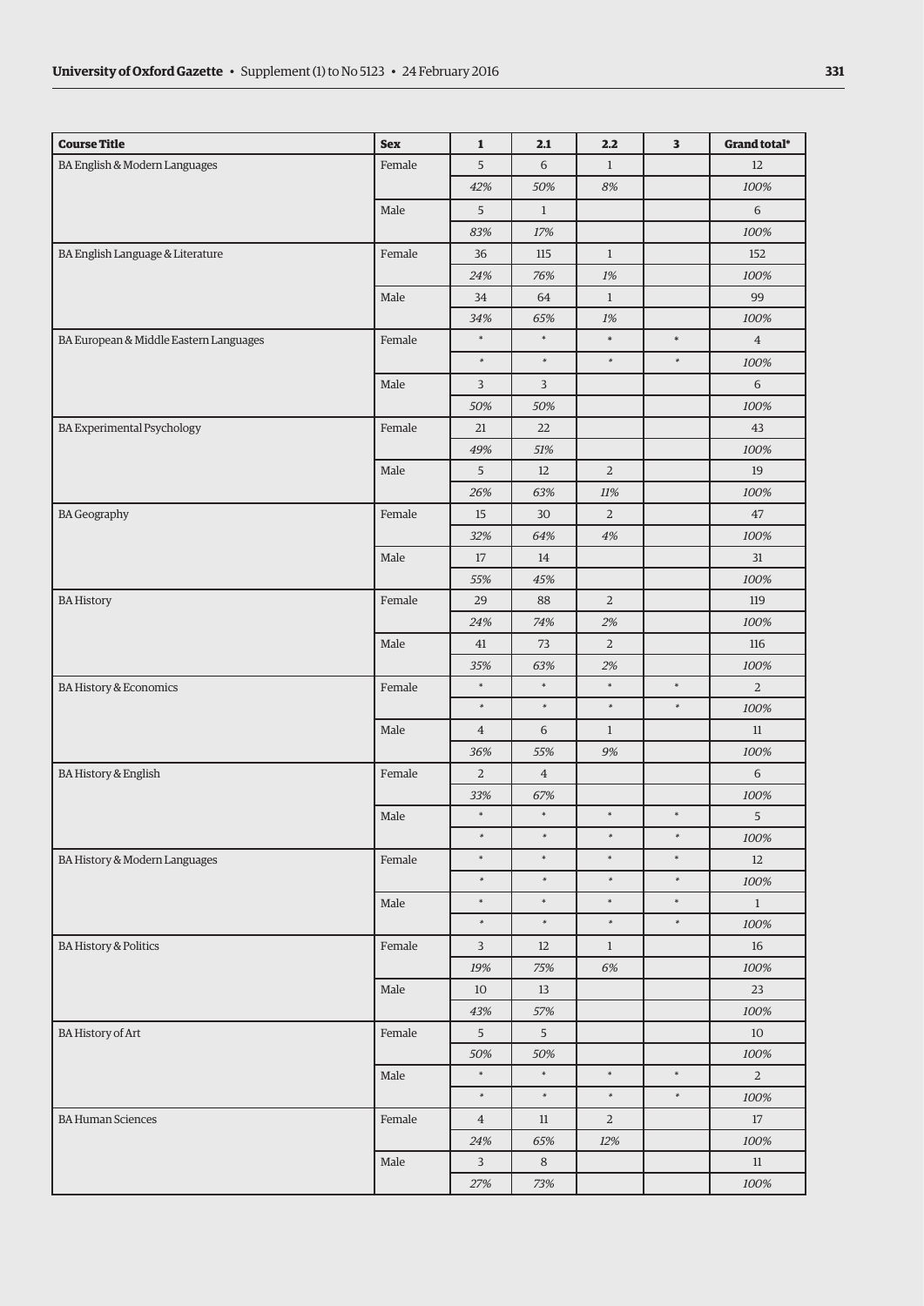| Course Title | Sex | 1 | 2.1 | 2.2 | 3 | Grand total* |
|---|---|---|---|---|---|---|
| BA English & Modern Languages | Female | 5 | 6 | 1 | | 12 |
| | | *42%* | *50%* | *8%* | | *100%* |
| | Male | 5 | 1 | | | 6 |
| | | *83%* | *17%* | | | *100%* |
| BA English Language & Literature | Female | 36 | 115 | 1 | | 152 |
| | | *24%* | *76%* | *1%* | | *100%* |
| | Male | 34 | 64 | 1 | | 99 |
| | | *34%* | *65%* | *1%* | | *100%* |
| BA European & Middle Eastern Languages | Female | * | * | * | * | 4 |
| | | * | * | * | * | *100%* |
| | Male | 3 | 3 | | | 6 |
| | | *50%* | *50%* | | | *100%* |
| BA Experimental Psychology | Female | 21 | 22 | | | 43 |
| | | *49%* | *51%* | | | *100%* |
| | Male | 5 | 12 | 2 | | 19 |
| | | *26%* | *63%* | *11%* | | *100%* |
| BA Geography | Female | 15 | 30 | 2 | | 47 |
| | | *32%* | *64%* | *4%* | | *100%* |
| | Male | 17 | 14 | | | 31 |
| | | *55%* | *45%* | | | *100%* |
| BA History | Female | 29 | 88 | 2 | | 119 |
| | | *24%* | *74%* | *2%* | | *100%* |
| | Male | 41 | 73 | 2 | | 116 |
| | | *35%* | *63%* | *2%* | | *100%* |
| BA History & Economics | Female | * | * | * | * | 2 |
| | | * | * | * | * | *100%* |
| | Male | 4 | 6 | 1 | | 11 |
| | | *36%* | *55%* | *9%* | | *100%* |
| BA History & English | Female | 2 | 4 | | | 6 |
| | | *33%* | *67%* | | | *100%* |
| | Male | * | * | * | * | 5 |
| | | * | * | * | * | *100%* |
| BA History & Modern Languages | Female | * | * | * | * | 12 |
| | | * | * | * | * | *100%* |
| | Male | * | * | * | * | 1 |
| | | * | * | * | * | *100%* |
| BA History & Politics | Female | 3 | 12 | 1 | | 16 |
| | | *19%* | *75%* | *6%* | | *100%* |
| | Male | 10 | 13 | | | 23 |
| | | *43%* | *57%* | | | *100%* |
| BA History of Art | Female | 5 | 5 | | | 10 |
| | | *50%* | *50%* | | | *100%* |
| | Male | * | * | * | * | 2 |
| | | * | * | * | * | *100%* |
| BA Human Sciences | Female | 4 | 11 | 2 | | 17 |
| | | *24%* | *65%* | *12%* | | *100%* |
| | Male | 3 | 8 | | | 11 |
| | | *27%* | *73%* | | | *100%* |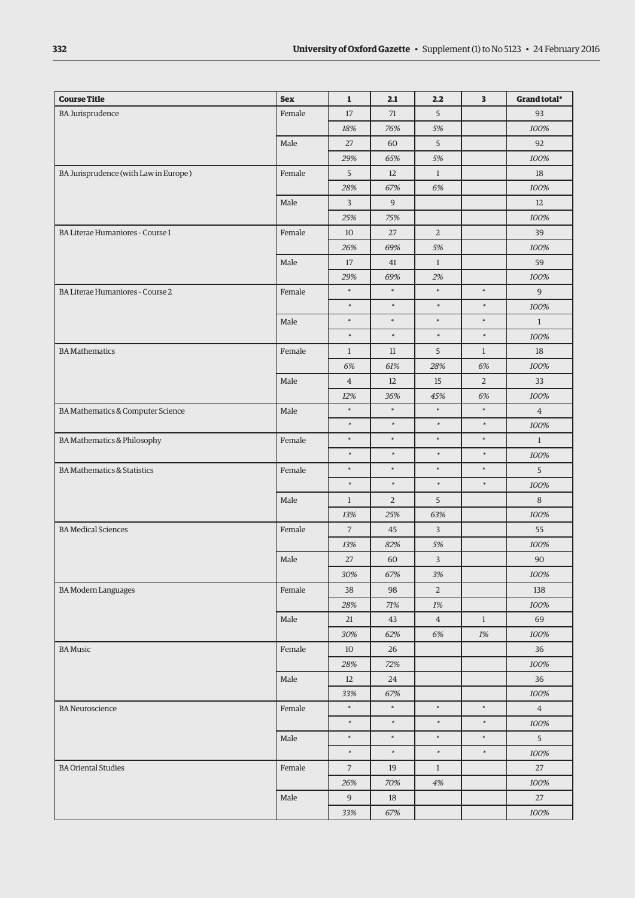| Course Title | Sex | 1 | 2.1 | 2.2 | 3 | Grand total* |
|---|---|---|---|---|---|---|
| BA Jurisprudence | Female | 17 | 71 | 5 | | 93 |
| | | *18%* | *76%* | *5%* | | *100%* |
| | Male | 27 | 60 | 5 | | 92 |
| | | *29%* | *65%* | *5%* | | *100%* |
| BA Jurisprudence (with Law in Europe ) | Female | 5 | 12 | 1 | | 18 |
| | | *28%* | *67%* | *6%* | | *100%* |
| | Male | 3 | 9 | | | 12 |
| | | *25%* | *75%* | | | *100%* |
| BA Literae Humaniores - Course 1 | Female | 10 | 27 | 2 | | 39 |
| | | *26%* | *69%* | *5%* | | *100%* |
| | Male | 17 | 41 | 1 | | 59 |
| | | *29%* | *69%* | *2%* | | *100%* |
| BA Literae Humaniores - Course 2 | Female | * | * | * | * | 9 |
| | | * | * | * | * | *100%* |
| | Male | * | * | * | * | 1 |
| | | * | * | * | * | *100%* |
| BA Mathematics | Female | 1 | 11 | 5 | 1 | 18 |
| | | *6%* | *61%* | *28%* | *6%* | *100%* |
| | Male | 4 | 12 | 15 | 2 | 33 |
| | | *12%* | *36%* | *45%* | *6%* | *100%* |
| BA Mathematics & Computer Science | Male | * | * | * | * | 4 |
| | | * | * | * | * | *100%* |
| BA Mathematics & Philosophy | Female | * | * | * | * | 1 |
| | | * | * | * | * | *100%* |
| BA Mathematics & Statistics | Female | * | * | * | * | 5 |
| | | * | * | * | * | *100%* |
| | Male | 1 | 2 | 5 | | 8 |
| | | *13%* | *25%* | *63%* | | *100%* |
| BA Medical Sciences | Female | 7 | 45 | 3 | | 55 |
| | | *13%* | *82%* | *5%* | | *100%* |
| | Male | 27 | 60 | 3 | | 90 |
| | | *30%* | *67%* | *3%* | | *100%* |
| BA Modern Languages | Female | 38 | 98 | 2 | | 138 |
| | | *28%* | *71%* | *1%* | | *100%* |
| | Male | 21 | 43 | 4 | 1 | 69 |
| | | *30%* | *62%* | *6%* | *1%* | *100%* |
| BA Music | Female | 10 | 26 | | | 36 |
| | | *28%* | *72%* | | | *100%* |
| | Male | 12 | 24 | | | 36 |
| | | *33%* | *67%* | | | *100%* |
| BA Neuroscience | Female | * | * | * | * | 4 |
| | | * | * | * | * | *100%* |
| | Male | * | * | * | * | 5 |
| | | * | * | * | * | *100%* |
| BA Oriental Studies | Female | 7 | 19 | 1 | | 27 |
| | | *26%* | *70%* | *4%* | | *100%* |
| | Male | 9 | 18 | | | 27 |
| | | *33%* | *67%* | | | *100%* |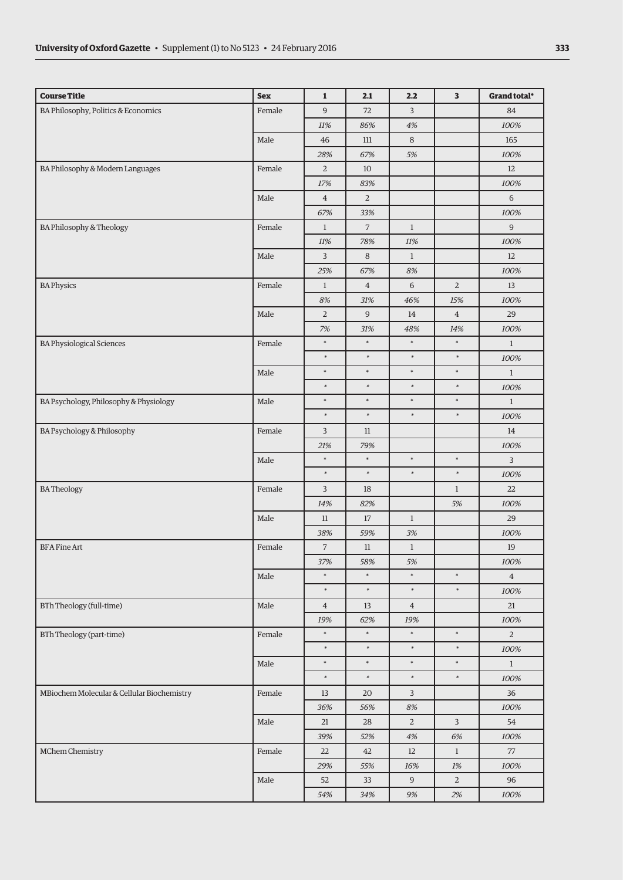| Course Title | Sex | 1 | 2.1 | 2.2 | 3 | Grand total* |
|---|---|---|---|---|---|---|
| BA Philosophy, Politics & Economics | Female | 9 | 72 | 3 | | 84 |
| | | *11%* | *86%* | *4%* | | *100%* |
| | Male | 46 | 111 | 8 | | 165 |
| | | *28%* | *67%* | *5%* | | *100%* |
| BA Philosophy & Modern Languages | Female | 2 | 10 | | | 12 |
| | | *17%* | *83%* | | | *100%* |
| | Male | 4 | 2 | | | 6 |
| | | *67%* | *33%* | | | *100%* |
| BA Philosophy & Theology | Female | 1 | 7 | 1 | | 9 |
| | | *11%* | *78%* | *11%* | | *100%* |
| | Male | 3 | 8 | 1 | | 12 |
| | | *25%* | *67%* | *8%* | | *100%* |
| BA Physics | Female | 1 | 4 | 6 | 2 | 13 |
| | | *8%* | *31%* | *46%* | *15%* | *100%* |
| | Male | 2 | 9 | 14 | 4 | 29 |
| | | *7%* | *31%* | *48%* | *14%* | *100%* |
| BA Physiological Sciences | Female | * | * | * | * | 1 |
| | | * | * | * | * | *100%* |
| | Male | * | * | * | * | 1 |
| | | * | * | * | * | *100%* |
| BA Psychology, Philosophy & Physiology | Male | * | * | * | * | 1 |
| | | * | * | * | * | *100%* |
| BA Psychology & Philosophy | Female | 3 | 11 | | | 14 |
| | | *21%* | *79%* | | | *100%* |
| | Male | * | * | * | * | 3 |
| | | * | * | * | * | *100%* |
| BA Theology | Female | 3 | 18 | | 1 | 22 |
| | | *14%* | *82%* | | *5%* | *100%* |
| | Male | 11 | 17 | 1 | | 29 |
| | | *38%* | *59%* | *3%* | | *100%* |
| BFA Fine Art | Female | 7 | 11 | 1 | | 19 |
| | | *37%* | *58%* | *5%* | | *100%* |
| | Male | * | * | * | * | 4 |
| | | * | * | * | * | *100%* |
| BTh Theology (full-time) | Male | 4 | 13 | 4 | | 21 |
| | | *19%* | *62%* | *19%* | | *100%* |
| BTh Theology (part-time) | Female | * | * | * | * | 2 |
| | | * | * | * | * | *100%* |
| | Male | * | * | * | * | 1 |
| | | * | * | * | * | *100%* |
| MBiochem Molecular & Cellular Biochemistry | Female | 13 | 20 | 3 | | 36 |
| | | *36%* | *56%* | *8%* | | *100%* |
| | Male | 21 | 28 | 2 | 3 | 54 |
| | | *39%* | *52%* | *4%* | *6%* | *100%* |
| MChem Chemistry | Female | 22 | 42 | 12 | 1 | 77 |
| | | *29%* | *55%* | *16%* | *1%* | *100%* |
| | Male | 52 | 33 | 9 | 2 | 96 |
| | | *54%* | *34%* | *9%* | *2%* | *100%* |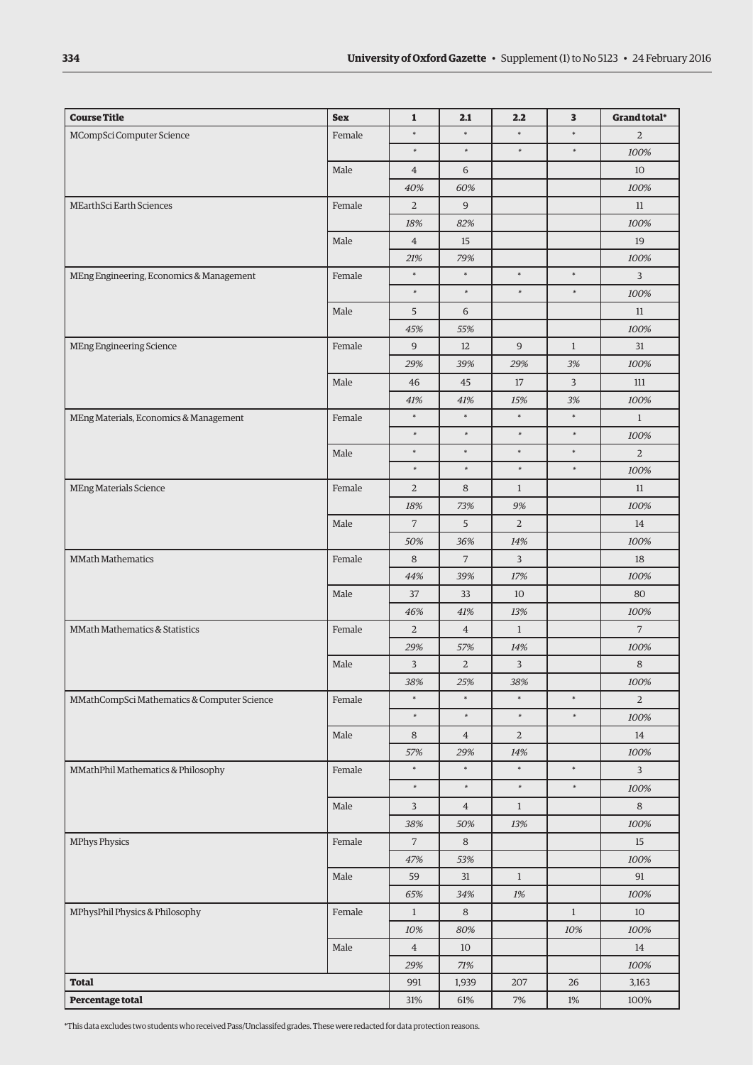| Course Title | Sex | 1 | 2.1 | 2.2 | 3 | Grand total* |
|---|---|---|---|---|---|---|
| MCompSci Computer Science | Female | * | * | * | * | 2 |
| | | * | * | * | * | *100%* |
| | Male | 4 | 6 | | | 10 |
| | | *40%* | *60%* | | | *100%* |
| MEarthSci Earth Sciences | Female | 2 | 9 | | | 11 |
| | | *18%* | *82%* | | | *100%* |
| | Male | 4 | 15 | | | 19 |
| | | *21%* | *79%* | | | *100%* |
| MEng Engineering, Economics & Management | Female | * | * | * | * | 3 |
| | | * | * | * | * | *100%* |
| | Male | 5 | 6 | | | 11 |
| | | *45%* | *55%* | | | *100%* |
| MEng Engineering Science | Female | 9 | 12 | 9 | 1 | 31 |
| | | *29%* | *39%* | *29%* | *3%* | *100%* |
| | Male | 46 | 45 | 17 | 3 | 111 |
| | | *41%* | *41%* | *15%* | *3%* | *100%* |
| MEng Materials, Economics & Management | Female | * | * | * | * | 1 |
| | | * | * | * | * | *100%* |
| | Male | * | * | * | * | 2 |
| | | * | * | * | * | *100%* |
| MEng Materials Science | Female | 2 | 8 | 1 | | 11 |
| | | *18%* | *73%* | *9%* | | *100%* |
| | Male | 7 | 5 | 2 | | 14 |
| | | *50%* | *36%* | *14%* | | *100%* |
| MMath Mathematics | Female | 8 | 7 | 3 | | 18 |
| | | *44%* | *39%* | *17%* | | *100%* |
| | Male | 37 | 33 | 10 | | 80 |
| | | *46%* | *41%* | *13%* | | *100%* |
| MMath Mathematics & Statistics | Female | 2 | 4 | 1 | | 7 |
| | | *29%* | *57%* | *14%* | | *100%* |
| | Male | 3 | 2 | 3 | | 8 |
| | | *38%* | *25%* | *38%* | | *100%* |
| MMathCompSci Mathematics & Computer Science | Female | * | * | * | * | 2 |
| | | * | * | * | * | *100%* |
| | Male | 8 | 4 | 2 | | 14 |
| | | *57%* | *29%* | *14%* | | *100%* |
| MMathPhil Mathematics & Philosophy | Female | * | * | * | * | 3 |
| | | * | * | * | * | *100%* |
| | Male | 3 | 4 | 1 | | 8 |
| | | *38%* | *50%* | *13%* | | *100%* |
| MPhys Physics | Female | 7 | 8 | | | 15 |
| | | *47%* | *53%* | | | *100%* |
| | Male | 59 | 31 | 1 | | 91 |
| | | *65%* | *34%* | *1%* | | *100%* |
| MPhysPhil Physics & Philosophy | Female | 1 | 8 | | 1 | 10 |
| | | *10%* | *80%* | | *10%* | *100%* |
| | Male | 4 | 10 | | | 14 |
| | | *29%* | *71%* | | | *100%* |
| **Total** | | 991 | 1,939 | 207 | 26 | 3,163 |
| **Percentage total** | | 31% | 61% | 7% | 1% | 100% |

*This data excludes two students who received Pass/Unclassifed grades. These were redacted for data protection reasons.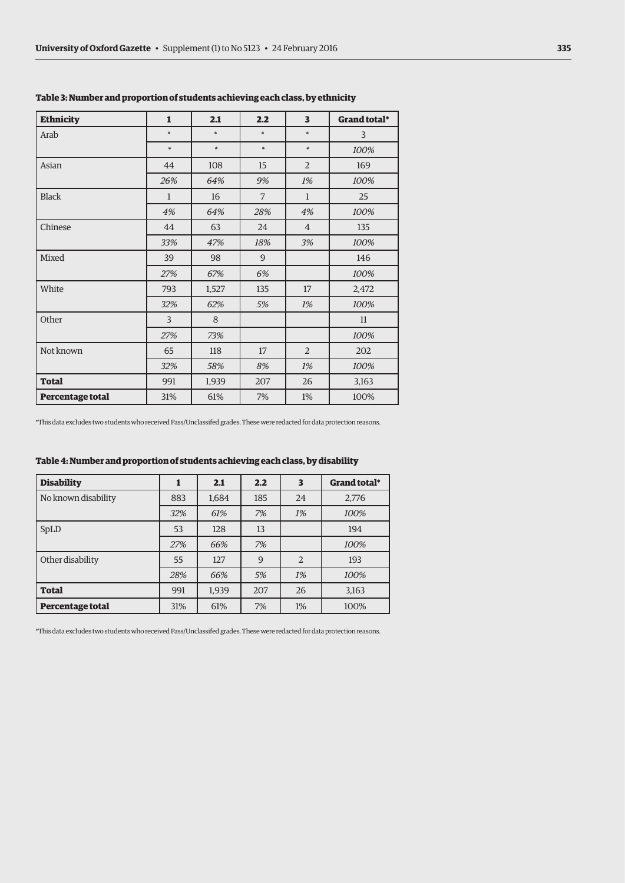**Table 3: Number and proportion of students achieving each class, by ethnicity**

| Ethnicity | 1 | 2.1 | 2.2 | 3 | Grand total* |
|---|---|---|---|---|---|
| Arab | * | * | * | * | 3 |
| | * | * | * | * | *100%* |
| Asian | 44 | 108 | 15 | 2 | 169 |
| | *26%* | *64%* | *9%* | *1%* | *100%* |
| Black | 1 | 16 | 7 | 1 | 25 |
| | *4%* | *64%* | *28%* | *4%* | *100%* |
| Chinese | 44 | 63 | 24 | 4 | 135 |
| | *33%* | *47%* | *18%* | *3%* | *100%* |
| Mixed | 39 | 98 | 9 | | 146 |
| | *27%* | *67%* | *6%* | | *100%* |
| White | 793 | 1,527 | 135 | 17 | 2,472 |
| | *32%* | *62%* | *5%* | *1%* | *100%* |
| Other | 3 | 8 | | | 11 |
| | *27%* | *73%* | | | *100%* |
| Not known | 65 | 118 | 17 | 2 | 202 |
| | *32%* | *58%* | *8%* | *1%* | *100%* |
| **Total** | 991 | 1,939 | 207 | 26 | 3,163 |
| **Percentage total** | 31% | 61% | 7% | 1% | 100% |

*This data excludes two students who received Pass/Unclassifed grades. These were redacted for data protection reasons.

**Table 4: Number and proportion of students achieving each class, by disability**

| Disability | 1 | 2.1 | 2.2 | 3 | Grand total* |
|---|---|---|---|---|---|
| No known disability | 883 | 1,684 | 185 | 24 | 2,776 |
| | *32%* | *61%* | *7%* | *1%* | *100%* |
| SpLD | 53 | 128 | 13 | | 194 |
| | *27%* | *66%* | *7%* | | *100%* |
| Other disability | 55 | 127 | 9 | 2 | 193 |
| | *28%* | *66%* | *5%* | *1%* | *100%* |
| **Total** | 991 | 1,939 | 207 | 26 | 3,163 |
| **Percentage total** | 31% | 61% | 7% | 1% | 100% |

*This data excludes two students who received Pass/Unclassifed grades. These were redacted for data protection reasons.